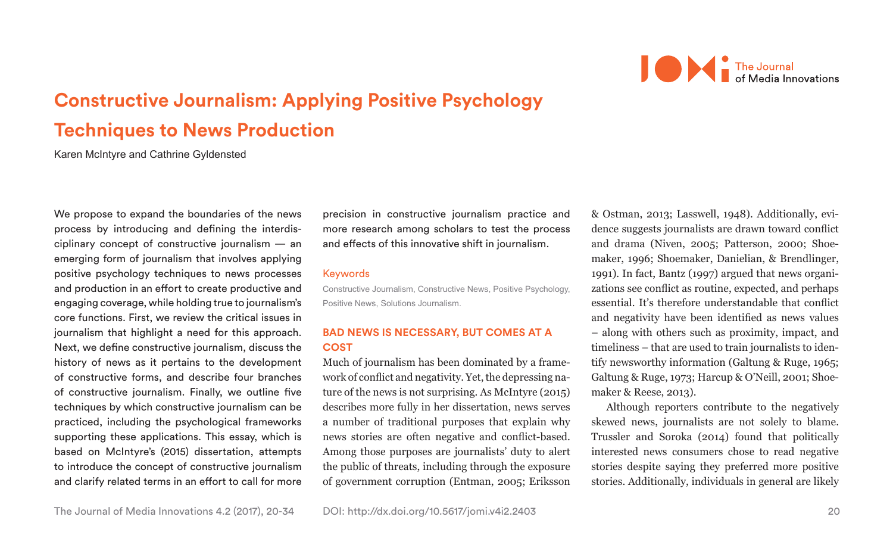# Constructive Journalism: Applying Positive Psychology Techniques to News Production

Karen McIntyre and Cathrine Gyldensted

We propose to expand the boundaries of the news process by introducing and defining the interdisciplinary concept of constructive journalism — an emerging form of journalism that involves applying positive psychology techniques to news processes and production in an effort to create productive and engaging coverage, while holding true to journalism's core functions. First, we review the critical issues in journalism that highlight a need for this approach. Next, we define constructive journalism, discuss the history of news as it pertains to the development of constructive forms, and describe four branches of constructive journalism. Finally, we outline five techniques by which constructive journalism can be practiced, including the psychological frameworks supporting these applications. This essay, which is based on McIntyre's (2015) dissertation, attempts to introduce the concept of constructive journalism and clarify related terms in an effort to call for more precision in constructive journalism practice and more research among scholars to test the process and effects of this innovative shift in journalism.

**Keywords**

Constructive Journalism, Constructive News, Positive Psychology, Positive News, Solutions Journalism.

## BAD NEWS IS NECESSARY, BUT COMES AT A COST

Much of journalism has been dominated by a framework of conflict and negativity. Yet, the depressing nature of the news is not surprising. As McIntyre (2015) describes more fully in her dissertation, news serves a number of traditional purposes that explain why news stories are often negative and conflict-based. Among those purposes are journalists' duty to alert the public of threats, including through the exposure of government corruption (Entman, 2005; Eriksson & Ostman, 2013; Lasswell, 1948). Additionally, evidence suggests journalists are drawn toward conflict and drama (Niven, 2005; Patterson, 2000; Shoemaker, 1996; Shoemaker, Danielian, & Brendlinger, 1991). In fact, Bantz (1997) argued that news organizations see conflict as routine, expected, and perhaps essential. It's therefore understandable that conflict and negativity have been identified as news values – along with others such as proximity, impact, and timeliness – that are used to train journalists to identify newsworthy information (Galtung & Ruge, 1965; Galtung & Ruge, 1973; Harcup & O'Neill, 2001; Shoemaker & Reese, 2013).

Although reporters contribute to the negatively skewed news, journalists are not solely to blame. Trussler and Soroka (2014) found that politically interested news consumers chose to read negative stories despite saying they preferred more positive stories. Additionally, individuals in general are likely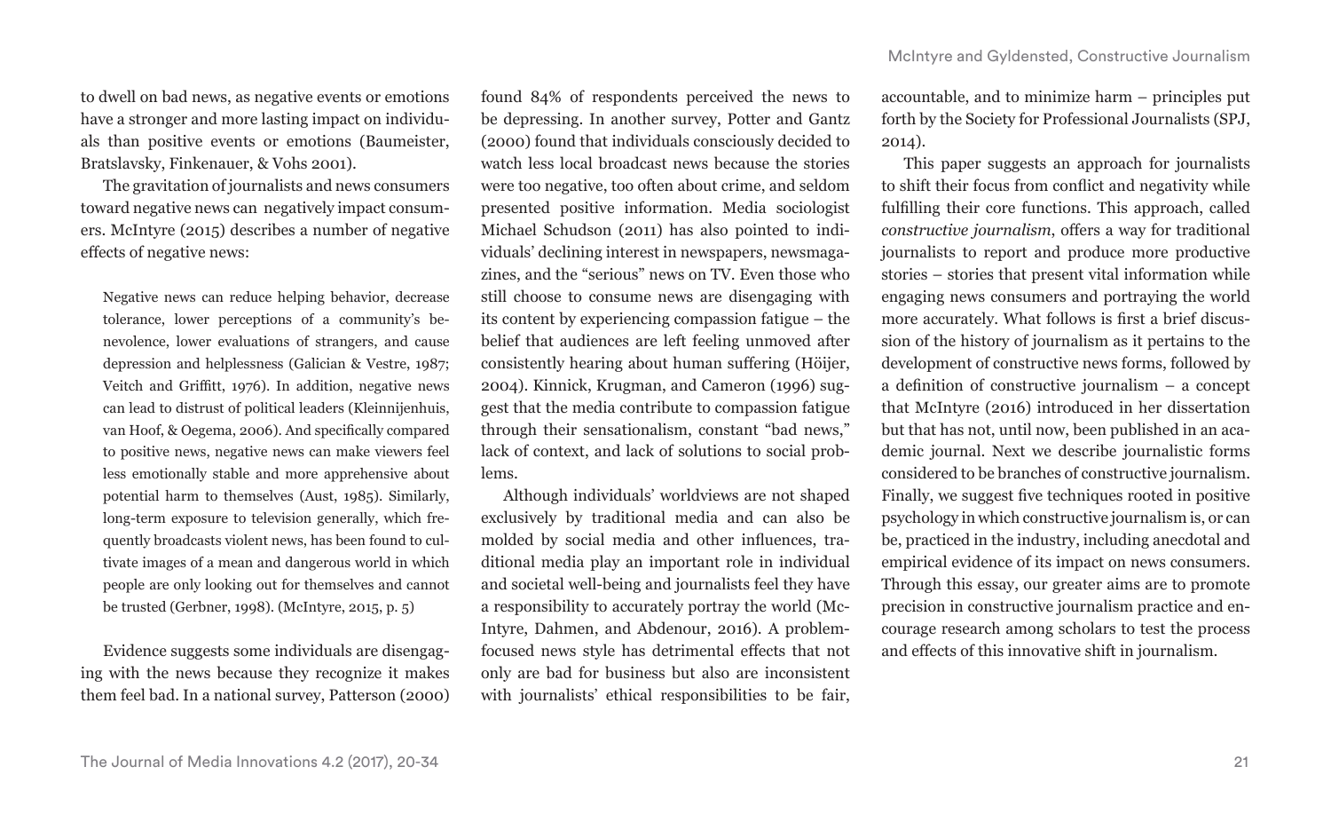to dwell on bad news, as negative events or emotions have a stronger and more lasting impact on individuals than positive events or emotions (Baumeister, Bratslavsky, Finkenauer, & Vohs 2001).

The gravitation of journalists and news consumers toward negative news can negatively impact consumers. McIntyre (2015) describes a number of negative effects of negative news:

> Negative news can reduce helping behavior, decrease tolerance, lower perceptions of a community's benevolence, lower evaluations of strangers, and cause depression and helplessness (Galician & Vestre, 1987; Veitch and Griffitt, 1976). In addition, negative news can lead to distrust of political leaders (Kleinnijenhuis, van Hoof, & Oegema, 2006). And specifically compared to positive news, negative news can make viewers feel less emotionally stable and more apprehensive about potential harm to themselves (Aust, 1985). Similarly, long-term exposure to television generally, which frequently broadcasts violent news, has been found to cultivate images of a mean and dangerous world in which people are only looking out for themselves and cannot be trusted (Gerbner, 1998). (McIntyre, 2015, p. 5)

Evidence suggests some individuals are disengaging with the news because they recognize it makes them feel bad. In a national survey, Patterson (2000) found 84% of respondents perceived the news to be depressing. In another survey, Potter and Gantz (2000) found that individuals consciously decided to watch less local broadcast news because the stories were too negative, too often about crime, and seldom presented positive information. Media sociologist Michael Schudson (2011) has also pointed to individuals' declining interest in newspapers, newsmagazines, and the "serious" news on TV. Even those who still choose to consume news are disengaging with its content by experiencing compassion fatigue – the belief that audiences are left feeling unmoved after consistently hearing about human suffering (Höijer, 2004). Kinnick, Krugman, and Cameron (1996) suggest that the media contribute to compassion fatigue through their sensationalism, constant "bad news," lack of context, and lack of solutions to social problems.

Although individuals' worldviews are not shaped exclusively by traditional media and can also be molded by social media and other influences, traditional media play an important role in individual and societal well-being and journalists feel they have a responsibility to accurately portray the world (McIntyre, Dahmen, and Abdenour, 2016). A problem-focused news style has detrimental effects that not only are bad for business but also are inconsistent with journalists' ethical responsibilities to be fair, accountable, and to minimize harm – principles put forth by the Society for Professional Journalists (SPJ, 2014).

This paper suggests an approach for journalists to shift their focus from conflict and negativity while fulfilling their core functions. This approach, called *constructive journalism*, offers a way for traditional journalists to report and produce more productive stories – stories that present vital information while engaging news consumers and portraying the world more accurately. What follows is first a brief discussion of the history of journalism as it pertains to the development of constructive news forms, followed by a definition of constructive journalism – a concept that McIntyre (2016) introduced in her dissertation but that has not, until now, been published in an academic journal. Next we describe journalistic forms considered to be branches of constructive journalism. Finally, we suggest five techniques rooted in positive psychology in which constructive journalism is, or can be, practiced in the industry, including anecdotal and empirical evidence of its impact on news consumers. Through this essay, our greater aims are to promote precision in constructive journalism practice and encourage research among scholars to test the process and effects of this innovative shift in journalism.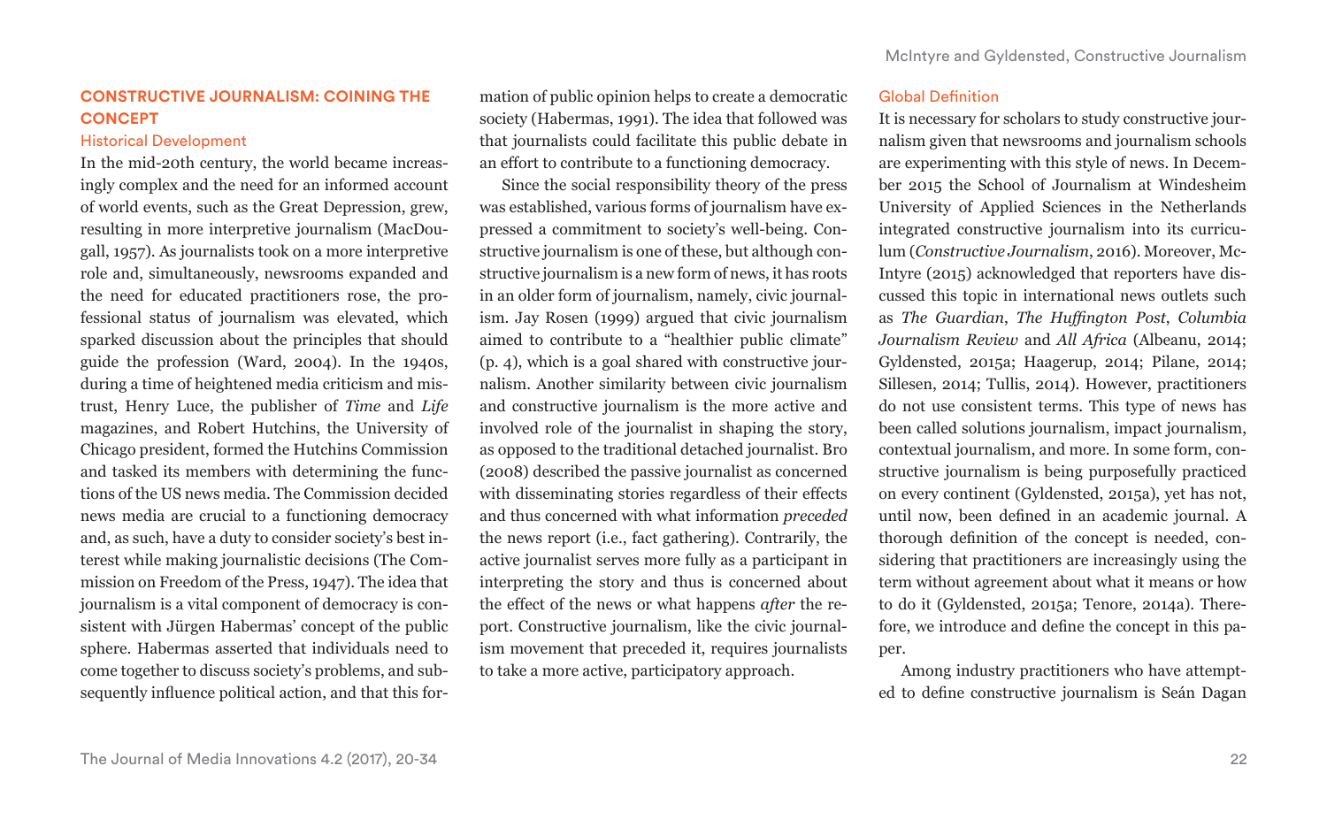## CONSTRUCTIVE JOURNALISM: COINING THE CONCEPT

### Historical Development

In the mid-20th century, the world became increasingly complex and the need for an informed account of world events, such as the Great Depression, grew, resulting in more interpretive journalism (MacDougall, 1957). As journalists took on a more interpretive role and, simultaneously, newsrooms expanded and the need for educated practitioners rose, the professional status of journalism was elevated, which sparked discussion about the principles that should guide the profession (Ward, 2004). In the 1940s, during a time of heightened media criticism and mistrust, Henry Luce, the publisher of *Time* and *Life* magazines, and Robert Hutchins, the University of Chicago president, formed the Hutchins Commission and tasked its members with determining the functions of the US news media. The Commission decided news media are crucial to a functioning democracy and, as such, have a duty to consider society's best interest while making journalistic decisions (The Commission on Freedom of the Press, 1947). The idea that journalism is a vital component of democracy is consistent with Jürgen Habermas' concept of the public sphere. Habermas asserted that individuals need to come together to discuss society's problems, and subsequently influence political action, and that this formation of public opinion helps to create a democratic society (Habermas, 1991). The idea that followed was that journalists could facilitate this public debate in an effort to contribute to a functioning democracy.

Since the social responsibility theory of the press was established, various forms of journalism have expressed a commitment to society's well-being. Constructive journalism is one of these, but although constructive journalism is a new form of news, it has roots in an older form of journalism, namely, civic journalism. Jay Rosen (1999) argued that civic journalism aimed to contribute to a "healthier public climate" (p. 4), which is a goal shared with constructive journalism. Another similarity between civic journalism and constructive journalism is the more active and involved role of the journalist in shaping the story, as opposed to the traditional detached journalist. Bro (2008) described the passive journalist as concerned with disseminating stories regardless of their effects and thus concerned with what information *preceded* the news report (i.e., fact gathering). Contrarily, the active journalist serves more fully as a participant in interpreting the story and thus is concerned about the effect of the news or what happens *after* the report. Constructive journalism, like the civic journalism movement that preceded it, requires journalists to take a more active, participatory approach.

### Global Definition

It is necessary for scholars to study constructive journalism given that newsrooms and journalism schools are experimenting with this style of news. In December 2015 the School of Journalism at Windesheim University of Applied Sciences in the Netherlands integrated constructive journalism into its curriculum (*Constructive Journalism*, 2016). Moreover, McIntyre (2015) acknowledged that reporters have discussed this topic in international news outlets such as *The Guardian*, *The Huffington Post*, *Columbia Journalism Review* and *All Africa* (Albeanu, 2014; Gyldensted, 2015a; Haagerup, 2014; Pilane, 2014; Sillesen, 2014; Tullis, 2014). However, practitioners do not use consistent terms. This type of news has been called solutions journalism, impact journalism, contextual journalism, and more. In some form, constructive journalism is being purposefully practiced on every continent (Gyldensted, 2015a), yet has not, until now, been defined in an academic journal. A thorough definition of the concept is needed, considering that practitioners are increasingly using the term without agreement about what it means or how to do it (Gyldensted, 2015a; Tenore, 2014a). Therefore, we introduce and define the concept in this paper.

Among industry practitioners who have attempted to define constructive journalism is Seán Dagan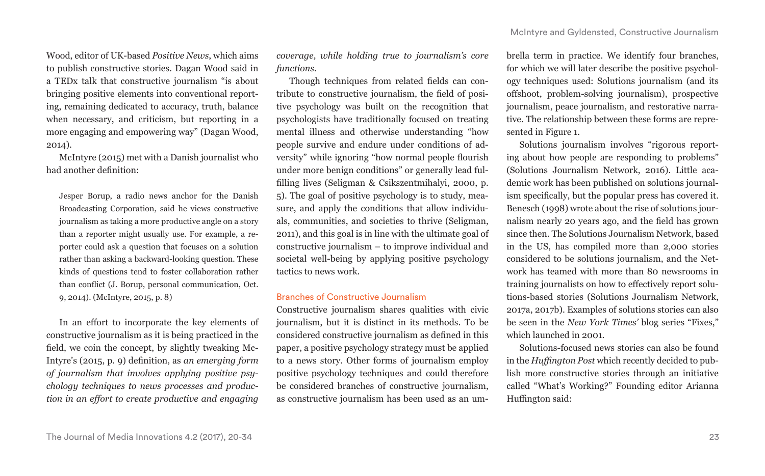Wood, editor of UK-based *Positive News*, which aims to publish constructive stories. Dagan Wood said in a TEDx talk that constructive journalism "is about bringing positive elements into conventional reporting, remaining dedicated to accuracy, truth, balance when necessary, and criticism, but reporting in a more engaging and empowering way" (Dagan Wood, 2014).

McIntyre (2015) met with a Danish journalist who had another definition:

> Jesper Borup, a radio news anchor for the Danish Broadcasting Corporation, said he views constructive journalism as taking a more productive angle on a story than a reporter might usually use. For example, a reporter could ask a question that focuses on a solution rather than asking a backward-looking question. These kinds of questions tend to foster collaboration rather than conflict (J. Borup, personal communication, Oct. 9, 2014). (McIntyre, 2015, p. 8)

In an effort to incorporate the key elements of constructive journalism as it is being practiced in the field, we coin the concept, by slightly tweaking McIntyre's (2015, p. 9) definition, as *an emerging form of journalism that involves applying positive psychology techniques to news processes and production in an effort to create productive and engaging coverage, while holding true to journalism's core functions.*

Though techniques from related fields can contribute to constructive journalism, the field of positive psychology was built on the recognition that psychologists have traditionally focused on treating mental illness and otherwise understanding "how people survive and endure under conditions of adversity" while ignoring "how normal people flourish under more benign conditions" or generally lead fulfilling lives (Seligman & Csikszentmihalyi, 2000, p. 5). The goal of positive psychology is to study, measure, and apply the conditions that allow individuals, communities, and societies to thrive (Seligman, 2011), and this goal is in line with the ultimate goal of constructive journalism – to improve individual and societal well-being by applying positive psychology tactics to news work.

## Branches of Constructive Journalism

Constructive journalism shares qualities with civic journalism, but it is distinct in its methods. To be considered constructive journalism as defined in this paper, a positive psychology strategy must be applied to a news story. Other forms of journalism employ positive psychology techniques and could therefore be considered branches of constructive journalism, as constructive journalism has been used as an umbrella term in practice. We identify four branches, for which we will later describe the positive psychology techniques used: Solutions journalism (and its offshoot, problem-solving journalism), prospective journalism, peace journalism, and restorative narrative. The relationship between these forms are represented in Figure 1.

Solutions journalism involves "rigorous reporting about how people are responding to problems" (Solutions Journalism Network, 2016). Little academic work has been published on solutions journalism specifically, but the popular press has covered it. Benesch (1998) wrote about the rise of solutions journalism nearly 20 years ago, and the field has grown since then. The Solutions Journalism Network, based in the US, has compiled more than 2,000 stories considered to be solutions journalism, and the Network has teamed with more than 80 newsrooms in training journalists on how to effectively report solutions-based stories (Solutions Journalism Network, 2017a, 2017b). Examples of solutions stories can also be seen in the *New York Times'* blog series "Fixes," which launched in 2001.

Solutions-focused news stories can also be found in the *Huffington Post* which recently decided to publish more constructive stories through an initiative called "What's Working?" Founding editor Arianna Huffington said: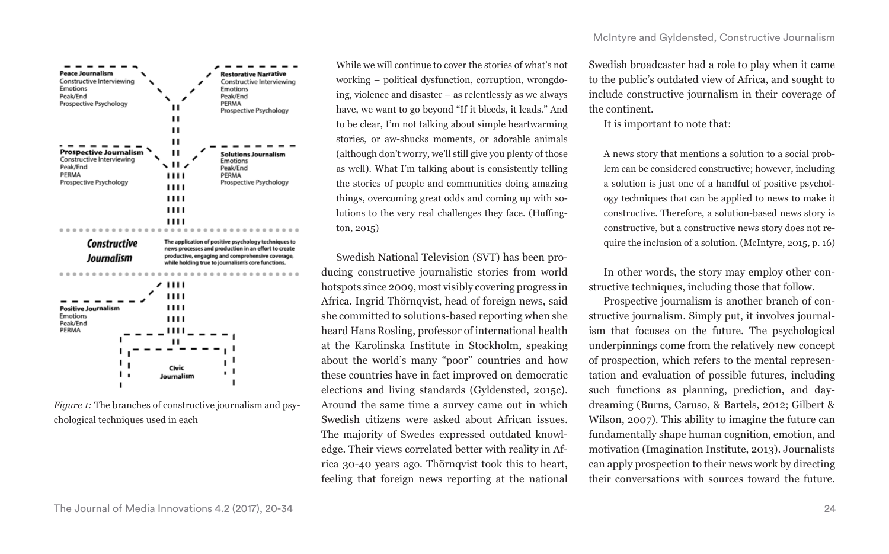*Figure 1:* The branches of constructive journalism and psychological techniques used in each

> While we will continue to cover the stories of what's not working – political dysfunction, corruption, wrongdoing, violence and disaster – as relentlessly as we always have, we want to go beyond "If it bleeds, it leads." And to be clear, I'm not talking about simple heartwarming stories, or aw-shucks moments, or adorable animals (although don't worry, we'll still give you plenty of those as well). What I'm talking about is consistently telling the stories of people and communities doing amazing things, overcoming great odds and coming up with solutions to the very real challenges they face. (Huffington, 2015)

Swedish National Television (SVT) has been producing constructive journalistic stories from world hotspots since 2009, most visibly covering progress in Africa. Ingrid Thörnqvist, head of foreign news, said she committed to solutions-based reporting when she heard Hans Rosling, professor of international health at the Karolinska Institute in Stockholm, speaking about the world's many "poor" countries and how these countries have in fact improved on democratic elections and living standards (Gyldensted, 2015c). Around the same time a survey came out in which Swedish citizens were asked about African issues. The majority of Swedes expressed outdated knowledge. Their views correlated better with reality in Africa 30-40 years ago. Thörnqvist took this to heart, feeling that foreign news reporting at the national Swedish broadcaster had a role to play when it came to the public's outdated view of Africa, and sought to include constructive journalism in their coverage of the continent.

It is important to note that:

> A news story that mentions a solution to a social problem can be considered constructive; however, including a solution is just one of a handful of positive psychology techniques that can be applied to news to make it constructive. Therefore, a solution-based news story is constructive, but a constructive news story does not require the inclusion of a solution. (McIntyre, 2015, p. 16)

In other words, the story may employ other constructive techniques, including those that follow.

Prospective journalism is another branch of constructive journalism. Simply put, it involves journalism that focuses on the future. The psychological underpinnings come from the relatively new concept of prospection, which refers to the mental representation and evaluation of possible futures, including such functions as planning, prediction, and daydreaming (Burns, Caruso, & Bartels, 2012; Gilbert & Wilson, 2007). This ability to imagine the future can fundamentally shape human cognition, emotion, and motivation (Imagination Institute, 2013). Journalists can apply prospection to their news work by directing their conversations with sources toward the future.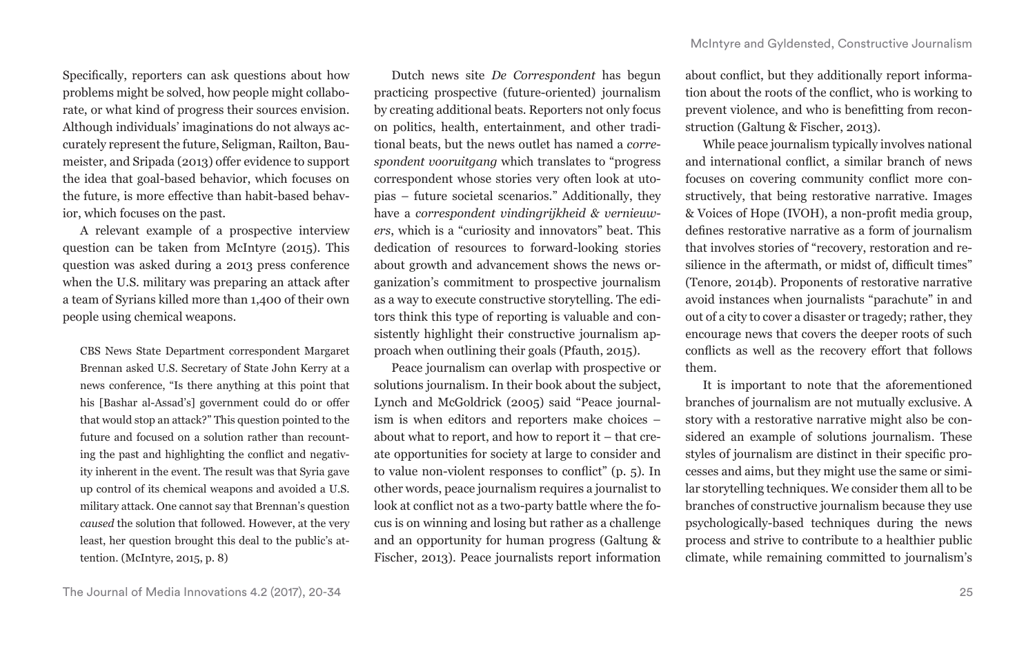Specifically, reporters can ask questions about how problems might be solved, how people might collaborate, or what kind of progress their sources envision. Although individuals' imaginations do not always accurately represent the future, Seligman, Railton, Baumeister, and Sripada (2013) offer evidence to support the idea that goal-based behavior, which focuses on the future, is more effective than habit-based behavior, which focuses on the past.

A relevant example of a prospective interview question can be taken from McIntyre (2015). This question was asked during a 2013 press conference when the U.S. military was preparing an attack after a team of Syrians killed more than 1,400 of their own people using chemical weapons.

> CBS News State Department correspondent Margaret Brennan asked U.S. Secretary of State John Kerry at a news conference, "Is there anything at this point that his [Bashar al-Assad's] government could do or offer that would stop an attack?" This question pointed to the future and focused on a solution rather than recounting the past and highlighting the conflict and negativity inherent in the event. The result was that Syria gave up control of its chemical weapons and avoided a U.S. military attack. One cannot say that Brennan's question *caused* the solution that followed. However, at the very least, her question brought this deal to the public's attention. (McIntyre, 2015, p. 8)

Dutch news site *De Correspondent* has begun practicing prospective (future-oriented) journalism by creating additional beats. Reporters not only focus on politics, health, entertainment, and other traditional beats, but the news outlet has named a *correspondent vooruitgang* which translates to "progress correspondent whose stories very often look at utopias – future societal scenarios." Additionally, they have a *correspondent vindingrijkheid & vernieuwers*, which is a "curiosity and innovators" beat. This dedication of resources to forward-looking stories about growth and advancement shows the news organization's commitment to prospective journalism as a way to execute constructive storytelling. The editors think this type of reporting is valuable and consistently highlight their constructive journalism approach when outlining their goals (Pfauth, 2015).

Peace journalism can overlap with prospective or solutions journalism. In their book about the subject, Lynch and McGoldrick (2005) said "Peace journalism is when editors and reporters make choices – about what to report, and how to report it – that create opportunities for society at large to consider and to value non-violent responses to conflict" (p. 5). In other words, peace journalism requires a journalist to look at conflict not as a two-party battle where the focus is on winning and losing but rather as a challenge and an opportunity for human progress (Galtung & Fischer, 2013). Peace journalists report information about conflict, but they additionally report information about the roots of the conflict, who is working to prevent violence, and who is benefitting from reconstruction (Galtung & Fischer, 2013).

While peace journalism typically involves national and international conflict, a similar branch of news focuses on covering community conflict more constructively, that being restorative narrative. Images & Voices of Hope (IVOH), a non-profit media group, defines restorative narrative as a form of journalism that involves stories of "recovery, restoration and resilience in the aftermath, or midst of, difficult times" (Tenore, 2014b). Proponents of restorative narrative avoid instances when journalists "parachute" in and out of a city to cover a disaster or tragedy; rather, they encourage news that covers the deeper roots of such conflicts as well as the recovery effort that follows them.

It is important to note that the aforementioned branches of journalism are not mutually exclusive. A story with a restorative narrative might also be considered an example of solutions journalism. These styles of journalism are distinct in their specific processes and aims, but they might use the same or similar storytelling techniques. We consider them all to be branches of constructive journalism because they use psychologically-based techniques during the news process and strive to contribute to a healthier public climate, while remaining committed to journalism's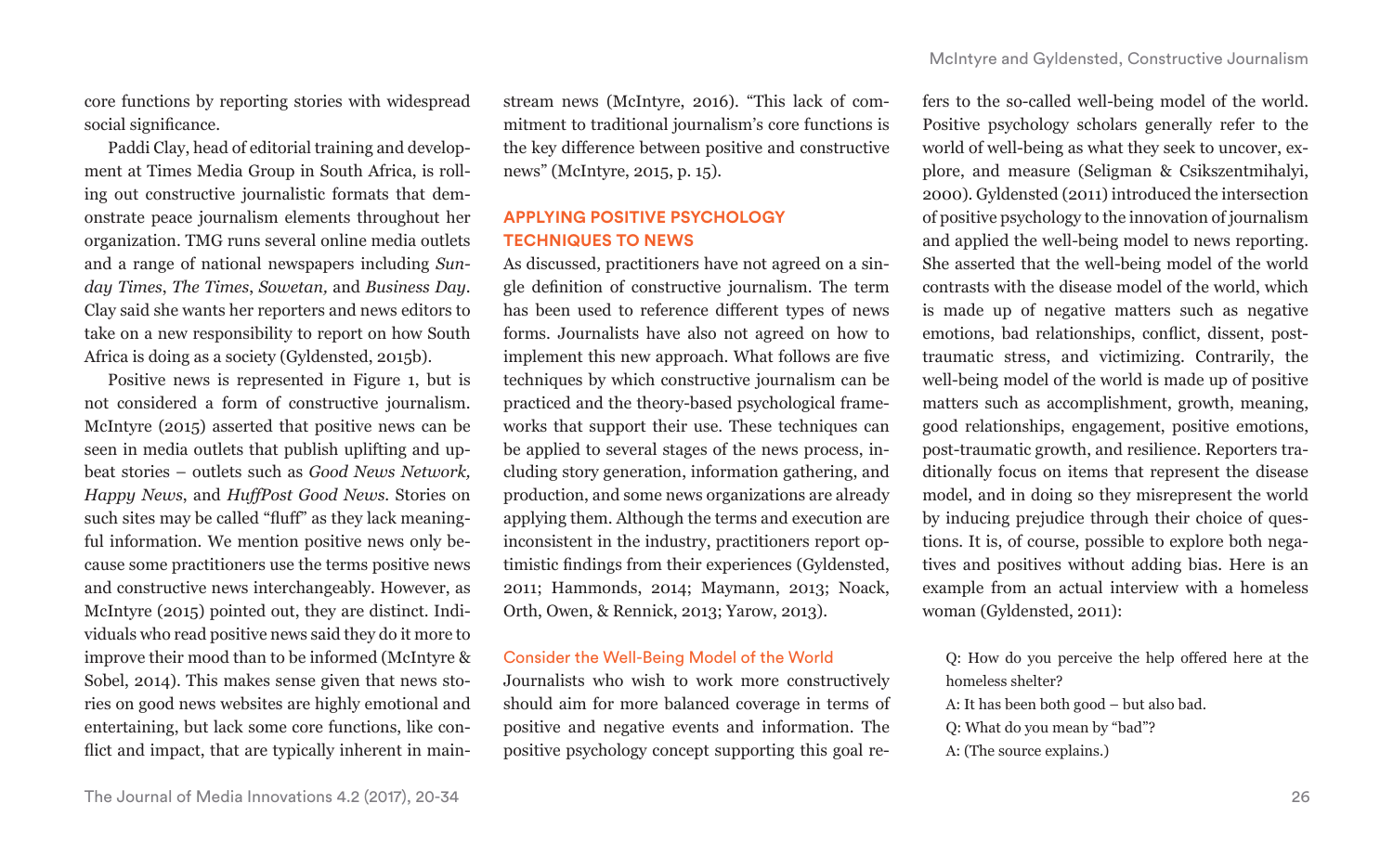core functions by reporting stories with widespread social significance.

Paddi Clay, head of editorial training and development at Times Media Group in South Africa, is rolling out constructive journalistic formats that demonstrate peace journalism elements throughout her organization. TMG runs several online media outlets and a range of national newspapers including *Sunday Times*, *The Times*, *Sowetan,* and *Business Day*. Clay said she wants her reporters and news editors to take on a new responsibility to report on how South Africa is doing as a society (Gyldensted, 2015b).

Positive news is represented in Figure 1, but is not considered a form of constructive journalism. McIntyre (2015) asserted that positive news can be seen in media outlets that publish uplifting and upbeat stories – outlets such as *Good News Network, Happy News*, and *HuffPost Good News*. Stories on such sites may be called "fluff" as they lack meaningful information. We mention positive news only because some practitioners use the terms positive news and constructive news interchangeably. However, as McIntyre (2015) pointed out, they are distinct. Individuals who read positive news said they do it more to improve their mood than to be informed (McIntyre & Sobel, 2014). This makes sense given that news stories on good news websites are highly emotional and entertaining, but lack some core functions, like conflict and impact, that are typically inherent in mainstream news (McIntyre, 2016). "This lack of commitment to traditional journalism's core functions is the key difference between positive and constructive news" (McIntyre, 2015, p. 15).

## APPLYING POSITIVE PSYCHOLOGY TECHNIQUES TO NEWS

As discussed, practitioners have not agreed on a single definition of constructive journalism. The term has been used to reference different types of news forms. Journalists have also not agreed on how to implement this new approach. What follows are five techniques by which constructive journalism can be practiced and the theory-based psychological frameworks that support their use. These techniques can be applied to several stages of the news process, including story generation, information gathering, and production, and some news organizations are already applying them. Although the terms and execution are inconsistent in the industry, practitioners report optimistic findings from their experiences (Gyldensted, 2011; Hammonds, 2014; Maymann, 2013; Noack, Orth, Owen, & Rennick, 2013; Yarow, 2013).

### Consider the Well-Being Model of the World

Journalists who wish to work more constructively should aim for more balanced coverage in terms of positive and negative events and information. The positive psychology concept supporting this goal refers to the so-called well-being model of the world. Positive psychology scholars generally refer to the world of well-being as what they seek to uncover, explore, and measure (Seligman & Csikszentmihalyi, 2000). Gyldensted (2011) introduced the intersection of positive psychology to the innovation of journalism and applied the well-being model to news reporting. She asserted that the well-being model of the world contrasts with the disease model of the world, which is made up of negative matters such as negative emotions, bad relationships, conflict, dissent, post-traumatic stress, and victimizing. Contrarily, the well-being model of the world is made up of positive matters such as accomplishment, growth, meaning, good relationships, engagement, positive emotions, post-traumatic growth, and resilience. Reporters traditionally focus on items that represent the disease model, and in doing so they misrepresent the world by inducing prejudice through their choice of questions. It is, of course, possible to explore both negatives and positives without adding bias. Here is an example from an actual interview with a homeless woman (Gyldensted, 2011):

> Q: How do you perceive the help offered here at the homeless shelter?
> A: It has been both good – but also bad.
> Q: What do you mean by "bad"?
> A: (The source explains.)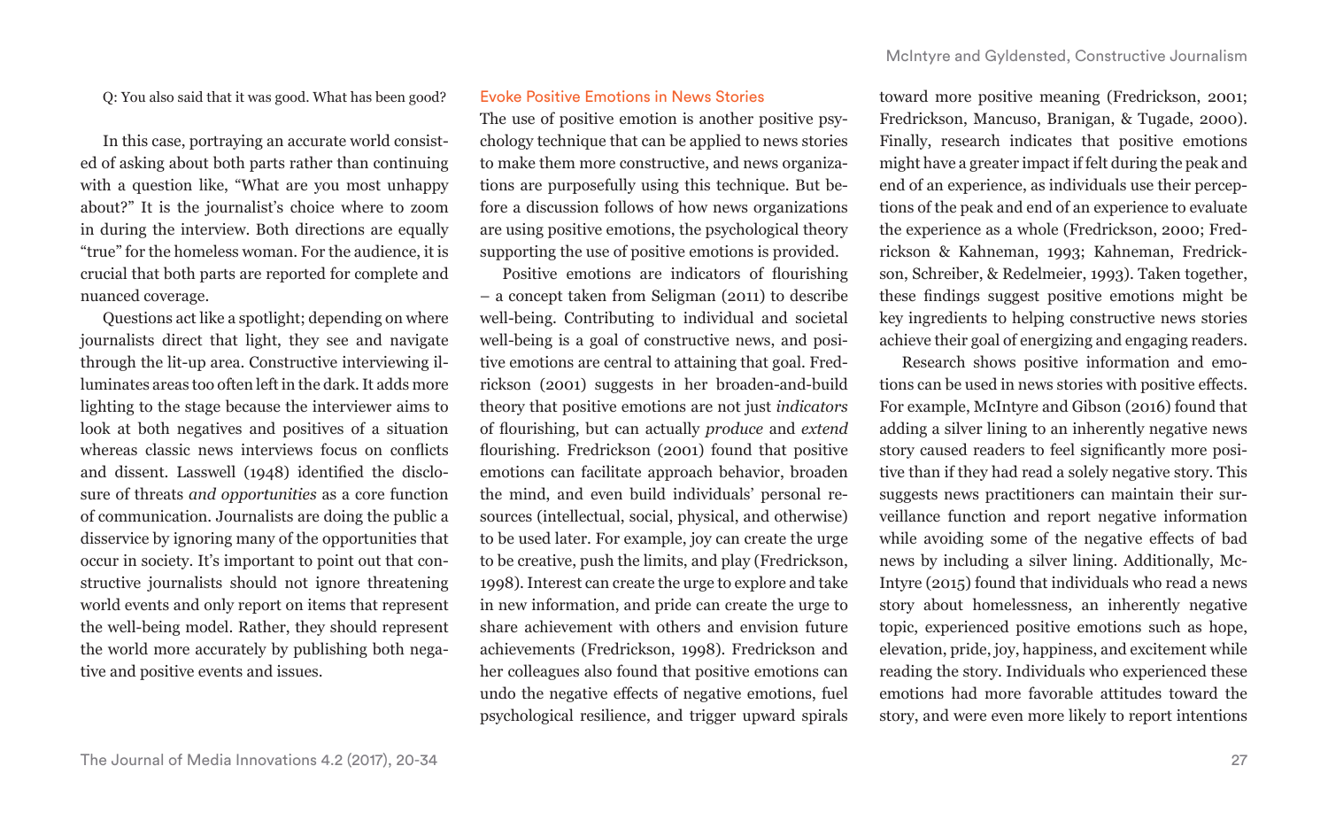Q: You also said that it was good. What has been good?

In this case, portraying an accurate world consisted of asking about both parts rather than continuing with a question like, "What are you most unhappy about?" It is the journalist's choice where to zoom in during the interview. Both directions are equally "true" for the homeless woman. For the audience, it is crucial that both parts are reported for complete and nuanced coverage.

Questions act like a spotlight; depending on where journalists direct that light, they see and navigate through the lit-up area. Constructive interviewing illuminates areas too often left in the dark. It adds more lighting to the stage because the interviewer aims to look at both negatives and positives of a situation whereas classic news interviews focus on conflicts and dissent. Lasswell (1948) identified the disclosure of threats *and opportunities* as a core function of communication. Journalists are doing the public a disservice by ignoring many of the opportunities that occur in society. It's important to point out that constructive journalists should not ignore threatening world events and only report on items that represent the well-being model. Rather, they should represent the world more accurately by publishing both negative and positive events and issues.

### Evoke Positive Emotions in News Stories

The use of positive emotion is another positive psychology technique that can be applied to news stories to make them more constructive, and news organizations are purposefully using this technique. But before a discussion follows of how news organizations are using positive emotions, the psychological theory supporting the use of positive emotions is provided.

Positive emotions are indicators of flourishing – a concept taken from Seligman (2011) to describe well-being. Contributing to individual and societal well-being is a goal of constructive news, and positive emotions are central to attaining that goal. Fredrickson (2001) suggests in her broaden-and-build theory that positive emotions are not just *indicators* of flourishing, but can actually *produce* and *extend* flourishing. Fredrickson (2001) found that positive emotions can facilitate approach behavior, broaden the mind, and even build individuals' personal resources (intellectual, social, physical, and otherwise) to be used later. For example, joy can create the urge to be creative, push the limits, and play (Fredrickson, 1998). Interest can create the urge to explore and take in new information, and pride can create the urge to share achievement with others and envision future achievements (Fredrickson, 1998). Fredrickson and her colleagues also found that positive emotions can undo the negative effects of negative emotions, fuel psychological resilience, and trigger upward spirals toward more positive meaning (Fredrickson, 2001; Fredrickson, Mancuso, Branigan, & Tugade, 2000). Finally, research indicates that positive emotions might have a greater impact if felt during the peak and end of an experience, as individuals use their perceptions of the peak and end of an experience to evaluate the experience as a whole (Fredrickson, 2000; Fredrickson & Kahneman, 1993; Kahneman, Fredrickson, Schreiber, & Redelmeier, 1993). Taken together, these findings suggest positive emotions might be key ingredients to helping constructive news stories achieve their goal of energizing and engaging readers.

Research shows positive information and emotions can be used in news stories with positive effects. For example, McIntyre and Gibson (2016) found that adding a silver lining to an inherently negative news story caused readers to feel significantly more positive than if they had read a solely negative story. This suggests news practitioners can maintain their surveillance function and report negative information while avoiding some of the negative effects of bad news by including a silver lining. Additionally, McIntyre (2015) found that individuals who read a news story about homelessness, an inherently negative topic, experienced positive emotions such as hope, elevation, pride, joy, happiness, and excitement while reading the story. Individuals who experienced these emotions had more favorable attitudes toward the story, and were even more likely to report intentions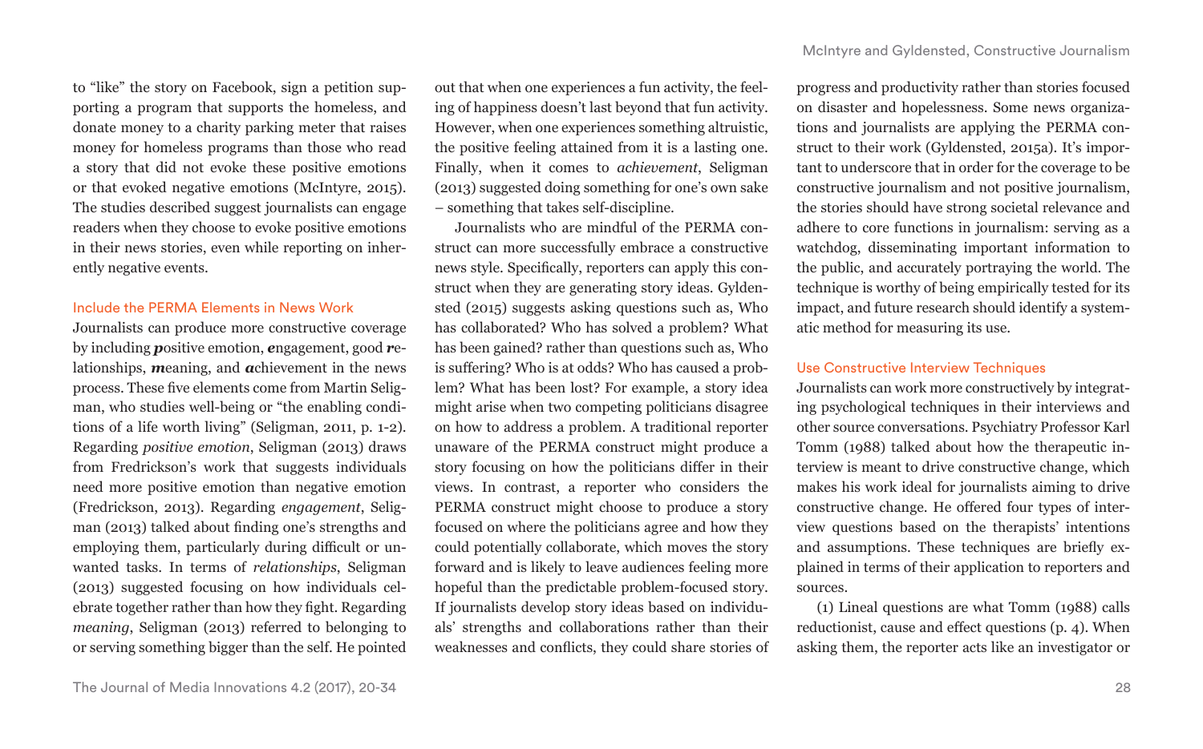to "like" the story on Facebook, sign a petition supporting a program that supports the homeless, and donate money to a charity parking meter that raises money for homeless programs than those who read a story that did not evoke these positive emotions or that evoked negative emotions (McIntyre, 2015). The studies described suggest journalists can engage readers when they choose to evoke positive emotions in their news stories, even while reporting on inherently negative events.

### Include the PERMA Elements in News Work

Journalists can produce more constructive coverage by including ***p***ositive emotion, ***e***ngagement, good ***r***elationships, ***m***eaning, and ***a***chievement in the news process. These five elements come from Martin Seligman, who studies well-being or "the enabling conditions of a life worth living" (Seligman, 2011, p. 1-2). Regarding *positive emotion*, Seligman (2013) draws from Fredrickson's work that suggests individuals need more positive emotion than negative emotion (Fredrickson, 2013). Regarding *engagement*, Seligman (2013) talked about finding one's strengths and employing them, particularly during difficult or unwanted tasks. In terms of *relationships*, Seligman (2013) suggested focusing on how individuals celebrate together rather than how they fight. Regarding *meaning*, Seligman (2013) referred to belonging to or serving something bigger than the self. He pointed out that when one experiences a fun activity, the feeling of happiness doesn't last beyond that fun activity. However, when one experiences something altruistic, the positive feeling attained from it is a lasting one. Finally, when it comes to *achievement*, Seligman (2013) suggested doing something for one's own sake – something that takes self-discipline.

Journalists who are mindful of the PERMA construct can more successfully embrace a constructive news style. Specifically, reporters can apply this construct when they are generating story ideas. Gyldensted (2015) suggests asking questions such as, Who has collaborated? Who has solved a problem? What has been gained? rather than questions such as, Who is suffering? Who is at odds? Who has caused a problem? What has been lost? For example, a story idea might arise when two competing politicians disagree on how to address a problem. A traditional reporter unaware of the PERMA construct might produce a story focusing on how the politicians differ in their views. In contrast, a reporter who considers the PERMA construct might choose to produce a story focused on where the politicians agree and how they could potentially collaborate, which moves the story forward and is likely to leave audiences feeling more hopeful than the predictable problem-focused story. If journalists develop story ideas based on individuals' strengths and collaborations rather than their weaknesses and conflicts, they could share stories of progress and productivity rather than stories focused on disaster and hopelessness. Some news organizations and journalists are applying the PERMA construct to their work (Gyldensted, 2015a). It's important to underscore that in order for the coverage to be constructive journalism and not positive journalism, the stories should have strong societal relevance and adhere to core functions in journalism: serving as a watchdog, disseminating important information to the public, and accurately portraying the world. The technique is worthy of being empirically tested for its impact, and future research should identify a systematic method for measuring its use.

### Use Constructive Interview Techniques

Journalists can work more constructively by integrating psychological techniques in their interviews and other source conversations. Psychiatry Professor Karl Tomm (1988) talked about how the therapeutic interview is meant to drive constructive change, which makes his work ideal for journalists aiming to drive constructive change. He offered four types of interview questions based on the therapists' intentions and assumptions. These techniques are briefly explained in terms of their application to reporters and sources.

(1) Lineal questions are what Tomm (1988) calls reductionist, cause and effect questions (p. 4). When asking them, the reporter acts like an investigator or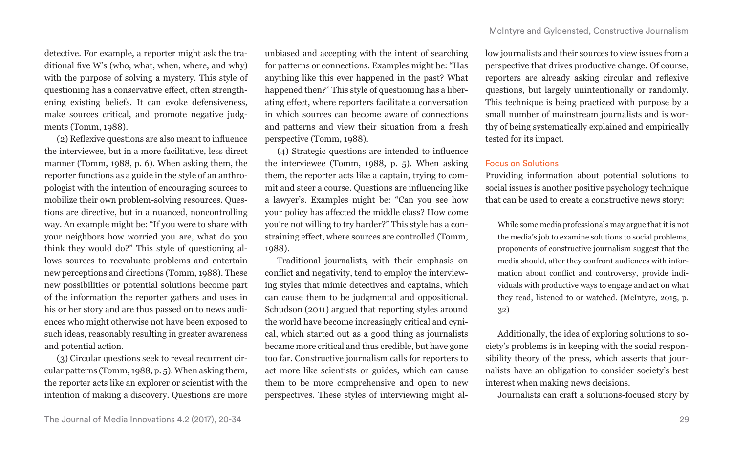detective. For example, a reporter might ask the traditional five W's (who, what, when, where, and why) with the purpose of solving a mystery. This style of questioning has a conservative effect, often strengthening existing beliefs. It can evoke defensiveness, make sources critical, and promote negative judgments (Tomm, 1988).

(2) Reflexive questions are also meant to influence the interviewee, but in a more facilitative, less direct manner (Tomm, 1988, p. 6). When asking them, the reporter functions as a guide in the style of an anthropologist with the intention of encouraging sources to mobilize their own problem-solving resources. Questions are directive, but in a nuanced, noncontrolling way. An example might be: "If you were to share with your neighbors how worried you are, what do you think they would do?" This style of questioning allows sources to reevaluate problems and entertain new perceptions and directions (Tomm, 1988). These new possibilities or potential solutions become part of the information the reporter gathers and uses in his or her story and are thus passed on to news audiences who might otherwise not have been exposed to such ideas, reasonably resulting in greater awareness and potential action.

(3) Circular questions seek to reveal recurrent circular patterns (Tomm, 1988, p. 5). When asking them, the reporter acts like an explorer or scientist with the intention of making a discovery. Questions are more unbiased and accepting with the intent of searching for patterns or connections. Examples might be: "Has anything like this ever happened in the past? What happened then?" This style of questioning has a liberating effect, where reporters facilitate a conversation in which sources can become aware of connections and patterns and view their situation from a fresh perspective (Tomm, 1988).

(4) Strategic questions are intended to influence the interviewee (Tomm, 1988, p. 5). When asking them, the reporter acts like a captain, trying to commit and steer a course. Questions are influencing like a lawyer's. Examples might be: "Can you see how your policy has affected the middle class? How come you're not willing to try harder?" This style has a constraining effect, where sources are controlled (Tomm, 1988).

Traditional journalists, with their emphasis on conflict and negativity, tend to employ the interviewing styles that mimic detectives and captains, which can cause them to be judgmental and oppositional. Schudson (2011) argued that reporting styles around the world have become increasingly critical and cynical, which started out as a good thing as journalists became more critical and thus credible, but have gone too far. Constructive journalism calls for reporters to act more like scientists or guides, which can cause them to be more comprehensive and open to new perspectives. These styles of interviewing might allow journalists and their sources to view issues from a perspective that drives productive change. Of course, reporters are already asking circular and reflexive questions, but largely unintentionally or randomly. This technique is being practiced with purpose by a small number of mainstream journalists and is worthy of being systematically explained and empirically tested for its impact.

### Focus on Solutions

Providing information about potential solutions to social issues is another positive psychology technique that can be used to create a constructive news story:

> While some media professionals may argue that it is not the media's job to examine solutions to social problems, proponents of constructive journalism suggest that the media should, after they confront audiences with information about conflict and controversy, provide individuals with productive ways to engage and act on what they read, listened to or watched. (McIntyre, 2015, p. 32)

Additionally, the idea of exploring solutions to society's problems is in keeping with the social responsibility theory of the press, which asserts that journalists have an obligation to consider society's best interest when making news decisions.

Journalists can craft a solutions-focused story by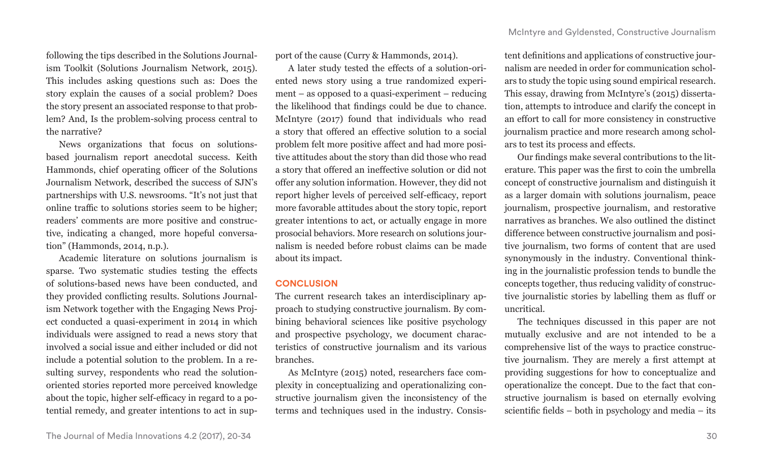following the tips described in the Solutions Journalism Toolkit (Solutions Journalism Network, 2015). This includes asking questions such as: Does the story explain the causes of a social problem? Does the story present an associated response to that problem? And, Is the problem-solving process central to the narrative?

News organizations that focus on solutions-based journalism report anecdotal success. Keith Hammonds, chief operating officer of the Solutions Journalism Network, described the success of SJN's partnerships with U.S. newsrooms. "It's not just that online traffic to solutions stories seem to be higher; readers' comments are more positive and constructive, indicating a changed, more hopeful conversation" (Hammonds, 2014, n.p.).

Academic literature on solutions journalism is sparse. Two systematic studies testing the effects of solutions-based news have been conducted, and they provided conflicting results. Solutions Journalism Network together with the Engaging News Project conducted a quasi-experiment in 2014 in which individuals were assigned to read a news story that involved a social issue and either included or did not include a potential solution to the problem. In a resulting survey, respondents who read the solution-oriented stories reported more perceived knowledge about the topic, higher self-efficacy in regard to a potential remedy, and greater intentions to act in support of the cause (Curry & Hammonds, 2014).

A later study tested the effects of a solution-oriented news story using a true randomized experiment – as opposed to a quasi-experiment – reducing the likelihood that findings could be due to chance. McIntyre (2017) found that individuals who read a story that offered an effective solution to a social problem felt more positive affect and had more positive attitudes about the story than did those who read a story that offered an ineffective solution or did not offer any solution information. However, they did not report higher levels of perceived self-efficacy, report more favorable attitudes about the story topic, report greater intentions to act, or actually engage in more prosocial behaviors. More research on solutions journalism is needed before robust claims can be made about its impact.

## CONCLUSION

The current research takes an interdisciplinary approach to studying constructive journalism. By combining behavioral sciences like positive psychology and prospective psychology, we document characteristics of constructive journalism and its various branches.

As McIntyre (2015) noted, researchers face complexity in conceptualizing and operationalizing constructive journalism given the inconsistency of the terms and techniques used in the industry. Consistent definitions and applications of constructive journalism are needed in order for communication scholars to study the topic using sound empirical research. This essay, drawing from McIntyre's (2015) dissertation, attempts to introduce and clarify the concept in an effort to call for more consistency in constructive journalism practice and more research among scholars to test its process and effects.

Our findings make several contributions to the literature. This paper was the first to coin the umbrella concept of constructive journalism and distinguish it as a larger domain with solutions journalism, peace journalism, prospective journalism, and restorative narratives as branches. We also outlined the distinct difference between constructive journalism and positive journalism, two forms of content that are used synonymously in the industry. Conventional thinking in the journalistic profession tends to bundle the concepts together, thus reducing validity of constructive journalistic stories by labelling them as fluff or uncritical.

The techniques discussed in this paper are not mutually exclusive and are not intended to be a comprehensive list of the ways to practice constructive journalism. They are merely a first attempt at providing suggestions for how to conceptualize and operationalize the concept. Due to the fact that constructive journalism is based on eternally evolving scientific fields – both in psychology and media – its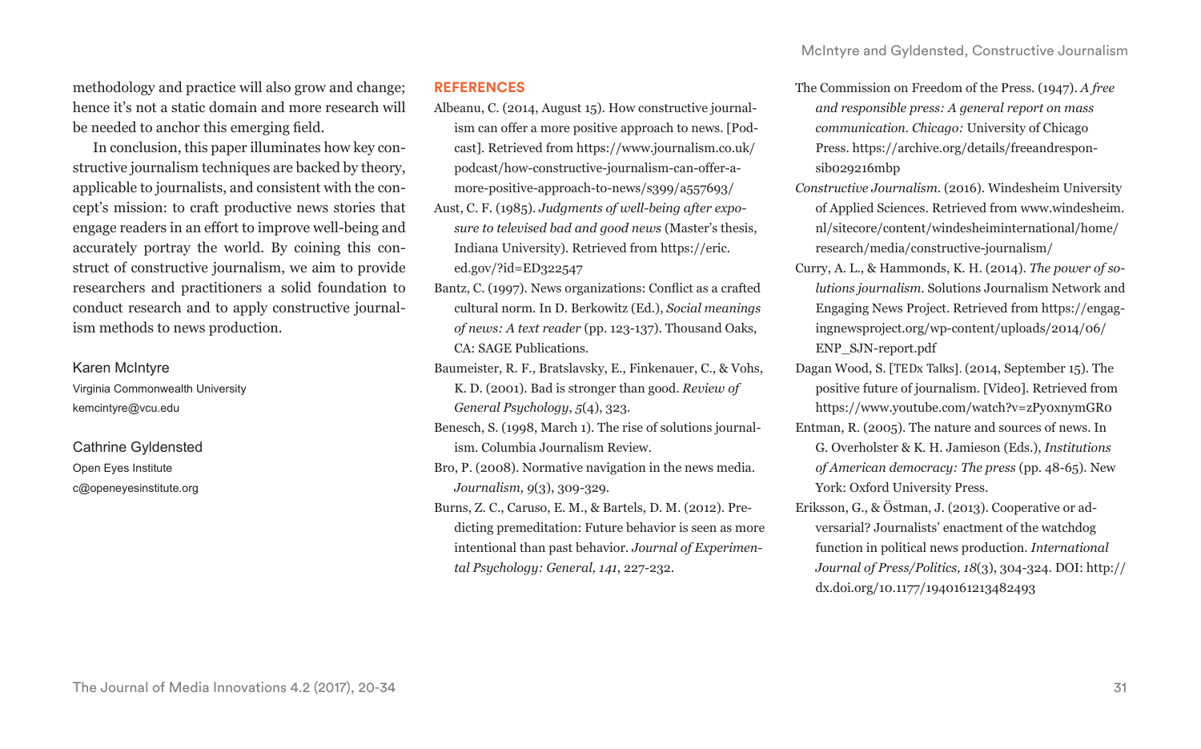methodology and practice will also grow and change; hence it's not a static domain and more research will be needed to anchor this emerging field.

In conclusion, this paper illuminates how key constructive journalism techniques are backed by theory, applicable to journalists, and consistent with the concept's mission: to craft productive news stories that engage readers in an effort to improve well-being and accurately portray the world. By coining this construct of constructive journalism, we aim to provide researchers and practitioners a solid foundation to conduct research and to apply constructive journalism methods to news production.

Karen McIntyre
Virginia Commonwealth University
kemcintyre@vcu.edu

Cathrine Gyldensted
Open Eyes Institute
c@openeyesinstitute.org

## REFERENCES

Albeanu, C. (2014, August 15). How constructive journalism can offer a more positive approach to news. [Podcast]. Retrieved from https://www.journalism.co.uk/podcast/how-constructive-journalism-can-offer-a-more-positive-approach-to-news/s399/a557693/

Aust, C. F. (1985). *Judgments of well-being after exposure to televised bad and good news* (Master's thesis, Indiana University). Retrieved from https://eric.ed.gov/?id=ED322547

Bantz, C. (1997). News organizations: Conflict as a crafted cultural norm. In D. Berkowitz (Ed.), *Social meanings of news: A text reader* (pp. 123-137). Thousand Oaks, CA: SAGE Publications.

Baumeister, R. F., Bratslavsky, E., Finkenauer, C., & Vohs, K. D. (2001). Bad is stronger than good. *Review of General Psychology*, *5*(4), 323.

Benesch, S. (1998, March 1). The rise of solutions journalism. Columbia Journalism Review.

Bro, P. (2008). Normative navigation in the news media. *Journalism, 9*(3), 309-329.

Burns, Z. C., Caruso, E. M., & Bartels, D. M. (2012). Predicting premeditation: Future behavior is seen as more intentional than past behavior. *Journal of Experimental Psychology: General, 141*, 227-232.

The Commission on Freedom of the Press. (1947). *A free and responsible press: A general report on mass communication. Chicago:* University of Chicago Press. https://archive.org/details/freeandresponsib029216mbp

*Constructive Journalism*. (2016). Windesheim University of Applied Sciences. Retrieved from www.windesheim.nl/sitecore/content/windesheiminternational/home/research/media/constructive-journalism/

Curry, A. L., & Hammonds, K. H. (2014). *The power of solutions journalism*. Solutions Journalism Network and Engaging News Project. Retrieved from https://engagingnewsproject.org/wp-content/uploads/2014/06/ENP_SJN-report.pdf

Dagan Wood, S. [TEDx Talks]. (2014, September 15). The positive future of journalism. [Video]. Retrieved from https://www.youtube.com/watch?v=zPy0xnymGR0

Entman, R. (2005). The nature and sources of news. In G. Overholster & K. H. Jamieson (Eds.), *Institutions of American democracy: The press* (pp. 48-65). New York: Oxford University Press.

Eriksson, G., & Östman, J. (2013). Cooperative or adversarial? Journalists' enactment of the watchdog function in political news production. *International Journal of Press/Politics, 18*(3), 304-324. DOI: http://dx.doi.org/10.1177/1940161213482493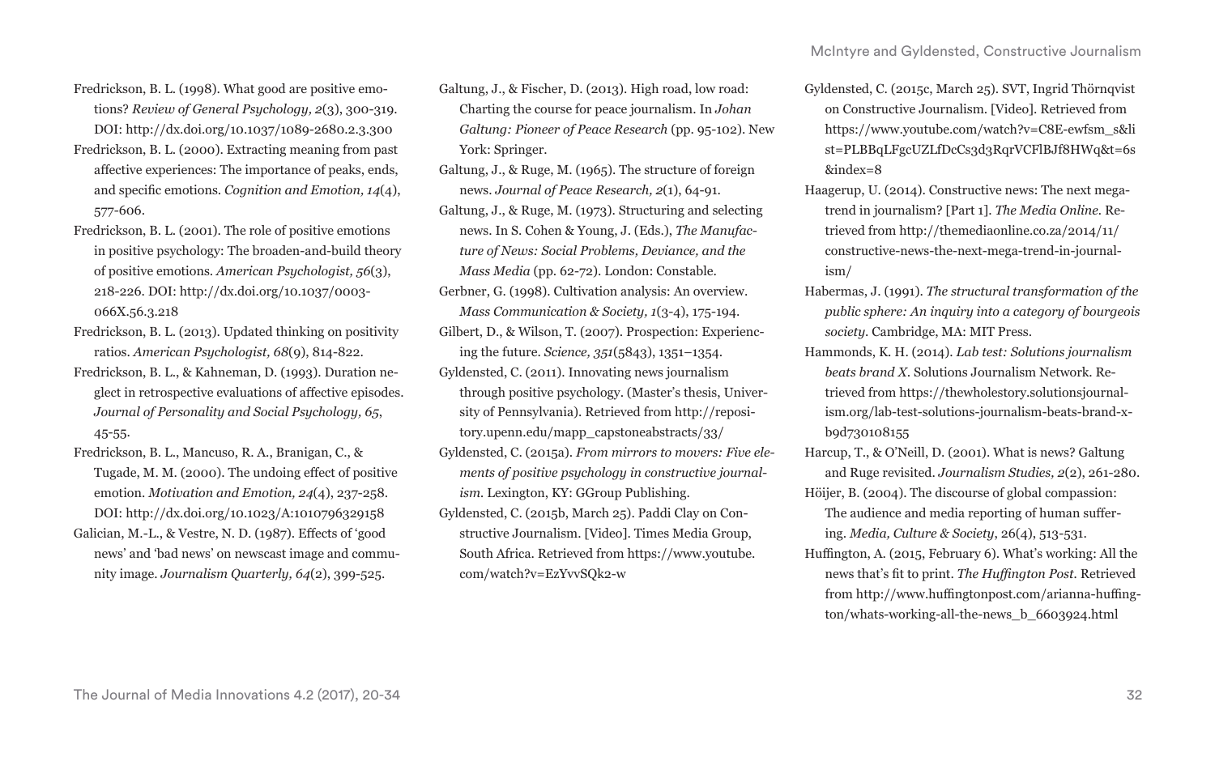Fredrickson, B. L. (1998). What good are positive emotions? *Review of General Psychology, 2*(3), 300-319. DOI: http://dx.doi.org/10.1037/1089-2680.2.3.300

Fredrickson, B. L. (2000). Extracting meaning from past affective experiences: The importance of peaks, ends, and specific emotions. *Cognition and Emotion, 14*(4), 577-606.

Fredrickson, B. L. (2001). The role of positive emotions in positive psychology: The broaden-and-build theory of positive emotions. *American Psychologist, 56*(3), 218-226. DOI: http://dx.doi.org/10.1037/0003-066X.56.3.218

Fredrickson, B. L. (2013). Updated thinking on positivity ratios. *American Psychologist, 68*(9), 814-822.

Fredrickson, B. L., & Kahneman, D. (1993). Duration neglect in retrospective evaluations of affective episodes. *Journal of Personality and Social Psychology, 65*, 45-55.

Fredrickson, B. L., Mancuso, R. A., Branigan, C., & Tugade, M. M. (2000). The undoing effect of positive emotion. *Motivation and Emotion, 24*(4), 237-258. DOI: http://dx.doi.org/10.1023/A:1010796329158

Galician, M.-L., & Vestre, N. D. (1987). Effects of 'good news' and 'bad news' on newscast image and community image. *Journalism Quarterly, 64*(2), 399-525.

Galtung, J., & Fischer, D. (2013). High road, low road: Charting the course for peace journalism. In *Johan Galtung: Pioneer of Peace Research* (pp. 95-102). New York: Springer.

Galtung, J., & Ruge, M. (1965). The structure of foreign news. *Journal of Peace Research, 2*(1), 64-91.

Galtung, J., & Ruge, M. (1973). Structuring and selecting news. In S. Cohen & Young, J. (Eds.), *The Manufacture of News: Social Problems, Deviance, and the Mass Media* (pp. 62-72). London: Constable.

Gerbner, G. (1998). Cultivation analysis: An overview. *Mass Communication & Society, 1*(3-4), 175-194.

Gilbert, D., & Wilson, T. (2007). Prospection: Experiencing the future. *Science, 351*(5843), 1351–1354.

Gyldensted, C. (2011). Innovating news journalism through positive psychology. (Master's thesis, University of Pennsylvania). Retrieved from http://repository.upenn.edu/mapp_capstoneabstracts/33/

Gyldensted, C. (2015a). *From mirrors to movers: Five elements of positive psychology in constructive journalism.* Lexington, KY: GGroup Publishing.

Gyldensted, C. (2015b, March 25). Paddi Clay on Constructive Journalism. [Video]. Times Media Group, South Africa. Retrieved from https://www.youtube.com/watch?v=EzYvvSQk2-w

Gyldensted, C. (2015c, March 25). SVT, Ingrid Thörnqvist on Constructive Journalism. [Video]. Retrieved from https://www.youtube.com/watch?v=C8E-ewfsm_s&list=PLBBqLFgcUZLfDcCs3d3RqrVCFlBJf8HWq&t=6s&index=8

Haagerup, U. (2014). Constructive news: The next mega-trend in journalism? [Part 1]. *The Media Online.* Retrieved from http://themediaonline.co.za/2014/11/constructive-news-the-next-mega-trend-in-journalism/

Habermas, J. (1991). *The structural transformation of the public sphere: An inquiry into a category of bourgeois society.* Cambridge, MA: MIT Press.

Hammonds, K. H. (2014). *Lab test: Solutions journalism beats brand X.* Solutions Journalism Network. Retrieved from https://thewholestory.solutionsjournalism.org/lab-test-solutions-journalism-beats-brand-x-b9d730108155

Harcup, T., & O'Neill, D. (2001). What is news? Galtung and Ruge revisited. *Journalism Studies, 2*(2), 261-280.

Höijer, B. (2004). The discourse of global compassion: The audience and media reporting of human suffering. *Media, Culture & Society*, 26(4), 513-531.

Huffington, A. (2015, February 6). What's working: All the news that's fit to print. *The Huffington Post.* Retrieved from http://www.huffingtonpost.com/arianna-huffington/whats-working-all-the-news_b_6603924.html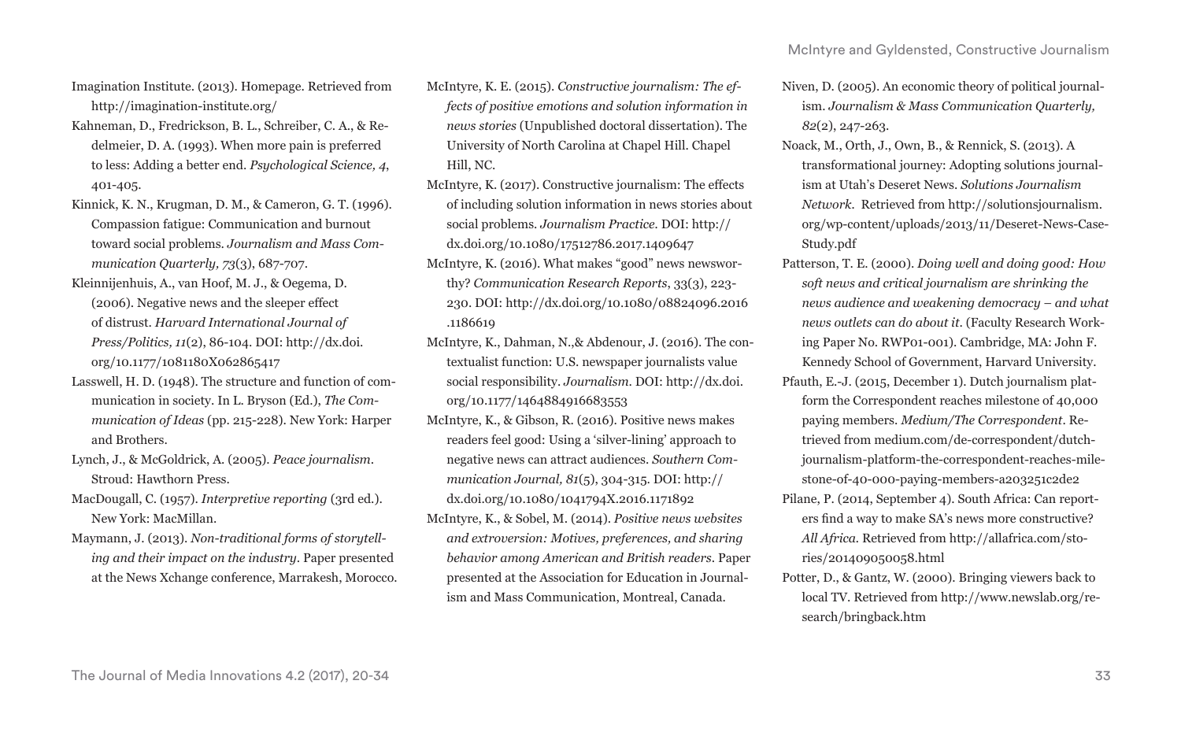Imagination Institute. (2013). Homepage. Retrieved from http://imagination-institute.org/

Kahneman, D., Fredrickson, B. L., Schreiber, C. A., & Redelmeier, D. A. (1993). When more pain is preferred to less: Adding a better end. *Psychological Science, 4*, 401-405.

Kinnick, K. N., Krugman, D. M., & Cameron, G. T. (1996). Compassion fatigue: Communication and burnout toward social problems. *Journalism and Mass Communication Quarterly, 73*(3), 687-707.

Kleinnijenhuis, A., van Hoof, M. J., & Oegema, D. (2006). Negative news and the sleeper effect of distrust. *Harvard International Journal of Press/Politics, 11*(2), 86-104. DOI: http://dx.doi.org/10.1177/1081180X062865417

Lasswell, H. D. (1948). The structure and function of communication in society. In L. Bryson (Ed.), *The Communication of Ideas* (pp. 215-228). New York: Harper and Brothers.

Lynch, J., & McGoldrick, A. (2005). *Peace journalism*. Stroud: Hawthorn Press.

MacDougall, C. (1957). *Interpretive reporting* (3rd ed.). New York: MacMillan.

Maymann, J. (2013). *Non-traditional forms of storytelling and their impact on the industry*. Paper presented at the News Xchange conference, Marrakesh, Morocco.

McIntyre, K. E. (2015). *Constructive journalism: The effects of positive emotions and solution information in news stories* (Unpublished doctoral dissertation). The University of North Carolina at Chapel Hill. Chapel Hill, NC.

McIntyre, K. (2017). Constructive journalism: The effects of including solution information in news stories about social problems. *Journalism Practice*. DOI: http://dx.doi.org/10.1080/17512786.2017.1409647

McIntyre, K. (2016). What makes "good" news newsworthy? *Communication Research Reports*, 33(3), 223-230. DOI: http://dx.doi.org/10.1080/08824096.2016.1186619

McIntyre, K., Dahman, N.,& Abdenour, J. (2016). The contextualist function: U.S. newspaper journalists value social responsibility. *Journalism*. DOI: http://dx.doi.org/10.1177/1464884916683553

McIntyre, K., & Gibson, R. (2016). Positive news makes readers feel good: Using a 'silver-lining' approach to negative news can attract audiences. *Southern Communication Journal, 81*(5), 304-315. DOI: http://dx.doi.org/10.1080/1041794X.2016.1171892

McIntyre, K., & Sobel, M. (2014). *Positive news websites and extroversion: Motives, preferences, and sharing behavior among American and British readers*. Paper presented at the Association for Education in Journalism and Mass Communication, Montreal, Canada.

Niven, D. (2005). An economic theory of political journalism. *Journalism & Mass Communication Quarterly, 82*(2), 247-263.

Noack, M., Orth, J., Own, B., & Rennick, S. (2013). A transformational journey: Adopting solutions journalism at Utah's Deseret News. *Solutions Journalism Network*. Retrieved from http://solutionsjournalism.org/wp-content/uploads/2013/11/Deseret-News-Case-Study.pdf

Patterson, T. E. (2000). *Doing well and doing good: How soft news and critical journalism are shrinking the news audience and weakening democracy – and what news outlets can do about it*. (Faculty Research Working Paper No. RWP01-001). Cambridge, MA: John F. Kennedy School of Government, Harvard University.

Pfauth, E.-J. (2015, December 1). Dutch journalism platform the Correspondent reaches milestone of 40,000 paying members. *Medium/The Correspondent*. Retrieved from medium.com/de-correspondent/dutch-journalism-platform-the-correspondent-reaches-milestone-of-40-000-paying-members-a203251c2de2

Pilane, P. (2014, September 4). South Africa: Can reporters find a way to make SA's news more constructive? *All Africa*. Retrieved from http://allafrica.com/stories/201409050058.html

Potter, D., & Gantz, W. (2000). Bringing viewers back to local TV. Retrieved from http://www.newslab.org/research/bringback.htm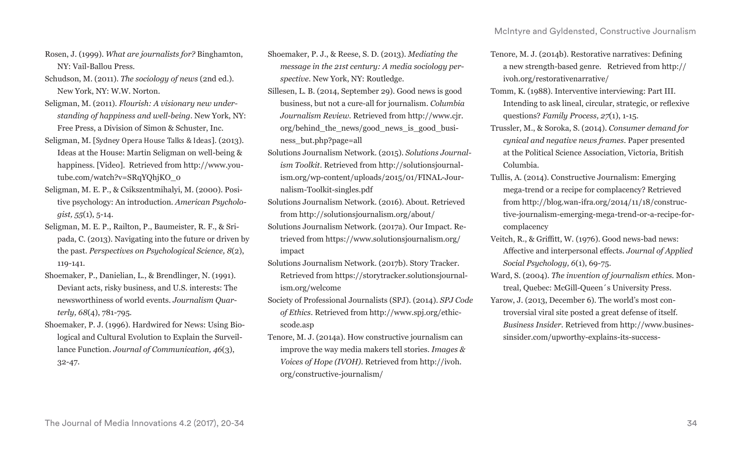Rosen, J. (1999). *What are journalists for?* Binghamton, NY: Vail-Ballou Press.

Schudson, M. (2011). *The sociology of news* (2nd ed.). New York, NY: W.W. Norton.

Seligman, M. (2011). *Flourish: A visionary new understanding of happiness and well-being*. New York, NY: Free Press, a Division of Simon & Schuster, Inc.

Seligman, M. [Sydney Opera House Talks & Ideas]. (2013). Ideas at the House: Martin Seligman on well-being & happiness. [Video]. Retrieved from http://www.youtube.com/watch?v=SRqYQhjKO_0

Seligman, M. E. P., & Csikszentmihalyi, M. (2000). Positive psychology: An introduction. *American Psychologist, 55*(1), 5-14.

Seligman, M. E. P., Railton, P., Baumeister, R. F., & Sripada, C. (2013). Navigating into the future or driven by the past. *Perspectives on Psychological Science, 8*(2), 119-141.

Shoemaker, P., Danielian, L., & Brendlinger, N. (1991). Deviant acts, risky business, and U.S. interests: The newsworthiness of world events. *Journalism Quarterly, 68*(4), 781-795.

Shoemaker, P. J. (1996). Hardwired for News: Using Biological and Cultural Evolution to Explain the Surveillance Function. *Journal of Communication, 46*(3), 32-47.

Shoemaker, P. J., & Reese, S. D. (2013). *Mediating the message in the 21st century: A media sociology perspective*. New York, NY: Routledge.

Sillesen, L. B. (2014, September 29). Good news is good business, but not a cure-all for journalism. *Columbia Journalism Review*. Retrieved from http://www.cjr.org/behind_the_news/good_news_is_good_business_but.php?page=all

Solutions Journalism Network. (2015). *Solutions Journalism Toolkit*. Retrieved from http://solutionsjournalism.org/wp-content/uploads/2015/01/FINAL-Journalism-Toolkit-singles.pdf

Solutions Journalism Network. (2016). About. Retrieved from http://solutionsjournalism.org/about/

Solutions Journalism Network. (2017a). Our Impact. Retrieved from https://www.solutionsjournalism.org/impact

Solutions Journalism Network. (2017b). Story Tracker. Retrieved from https://storytracker.solutionsjournalism.org/welcome

Society of Professional Journalists (SPJ). (2014). *SPJ Code of Ethics*. Retrieved from http://www.spj.org/ethicscode.asp

Tenore, M. J. (2014a). How constructive journalism can improve the way media makers tell stories. *Images & Voices of Hope (IVOH)*. Retrieved from http://ivoh.org/constructive-journalism/

Tenore, M. J. (2014b). Restorative narratives: Defining a new strength-based genre. Retrieved from http://ivoh.org/restorativenarrative/

Tomm, K. (1988). Interventive interviewing: Part III. Intending to ask lineal, circular, strategic, or reflexive questions? *Family Process, 27*(1), 1-15.

Trussler, M., & Soroka, S. (2014). *Consumer demand for cynical and negative news frames*. Paper presented at the Political Science Association, Victoria, British Columbia.

Tullis, A. (2014). Constructive Journalism: Emerging mega-trend or a recipe for complacency? Retrieved from http://blog.wan-ifra.org/2014/11/18/constructive-journalism-emerging-mega-trend-or-a-recipe-for-complacency

Veitch, R., & Griffitt, W. (1976). Good news-bad news: Affective and interpersonal effects. *Journal of Applied Social Psychology, 6*(1), 69-75.

Ward, S. (2004). *The invention of journalism ethics*. Montreal, Quebec: McGill-Queen´s University Press.

Yarow, J. (2013, December 6). The world's most controversial viral site posted a great defense of itself. *Business Insider*. Retrieved from http://www.businessinsider.com/upworthy-explains-its-success-